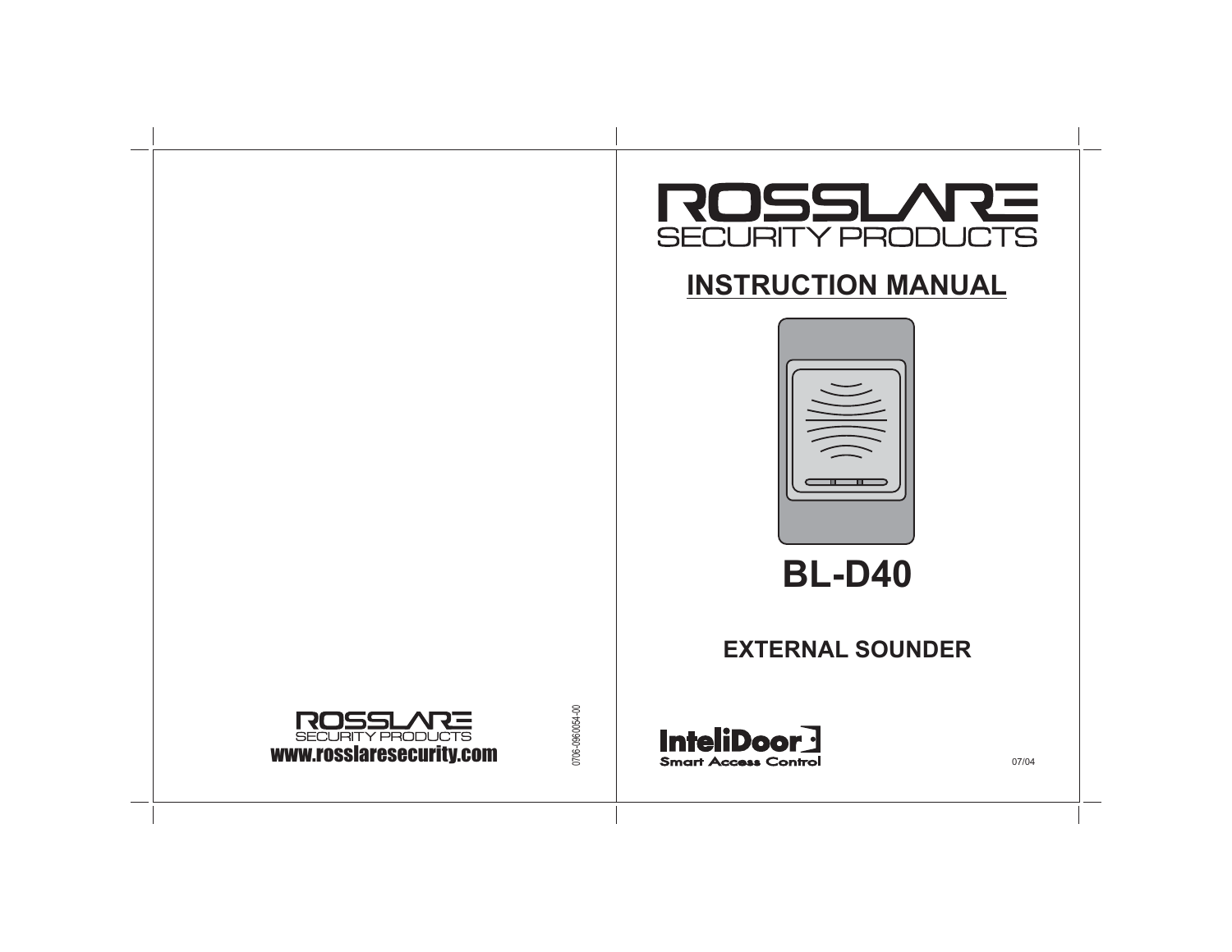ROSSLARE
SECURITY PRODUCTS
www.rosslaresecurity.com

0706-0960054-00

ROSSLARE
SECURITY PRODUCTS

# INSTRUCTION MANUAL

# BL-D40

## EXTERNAL SOUNDER

InteliDoor
Smart Access Control

07/04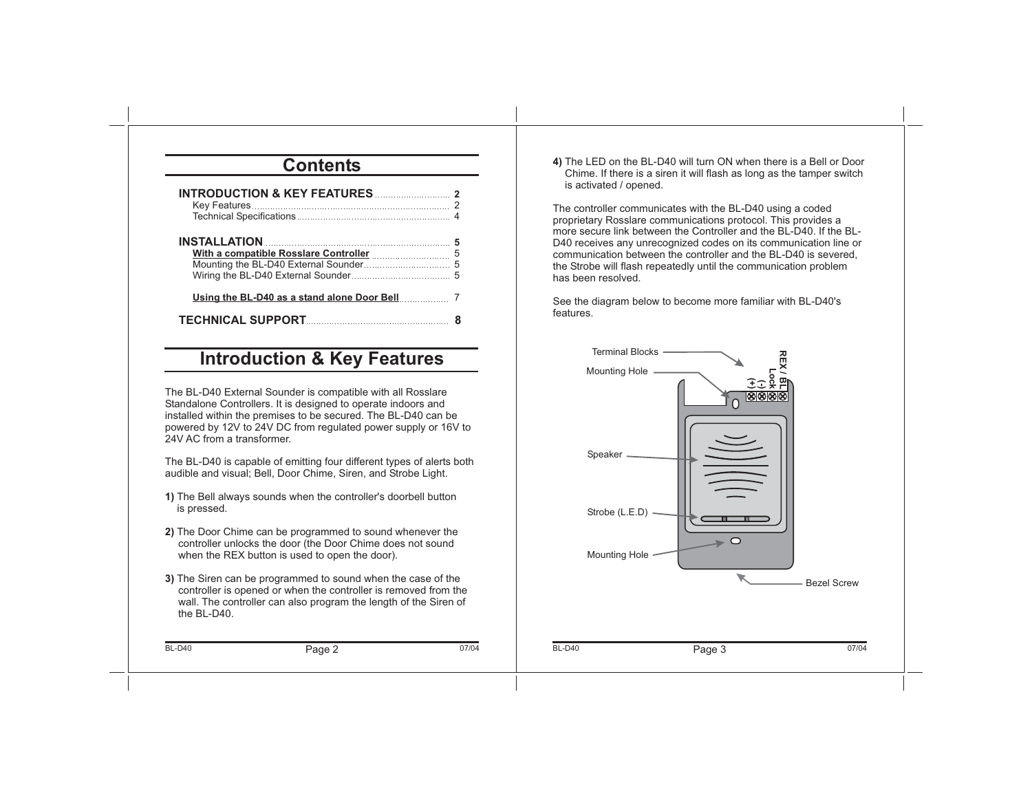# Contents

| | |
|---|---|
| **INTRODUCTION & KEY FEATURES** | **2** |
| Key Features | 2 |
| Technical Specifications | 4 |
| **INSTALLATION** | **5** |
| **With a compatible Rosslare Controller** | 5 |
| Mounting the BL-D40 External Sounder | 5 |
| Wiring the BL-D40 External Sounder | 5 |
| **Using the BL-D40 as a stand alone Door Bell** | 7 |
| **TECHNICAL SUPPORT** | **8** |

# Introduction & Key Features

The BL-D40 External Sounder is compatible with all Rosslare Standalone Controllers. It is designed to operate indoors and installed within the premises to be secured. The BL-D40 can be powered by 12V to 24V DC from regulated power supply or 16V to 24V AC from a transformer.

The BL-D40 is capable of emitting four different types of alerts both audible and visual; Bell, Door Chime, Siren, and Strobe Light.

**1)** The Bell always sounds when the controller's doorbell button is pressed.

**2)** The Door Chime can be programmed to sound whenever the controller unlocks the door (the Door Chime does not sound when the REX button is used to open the door).

**3)** The Siren can be programmed to sound when the case of the controller is opened or when the controller is removed from the wall. The controller can also program the length of the Siren of the BL-D40.

**4)** The LED on the BL-D40 will turn ON when there is a Bell or Door Chime. If there is a siren it will flash as long as the tamper switch is activated / opened.

The controller communicates with the BL-D40 using a coded proprietary Rosslare communications protocol. This provides a more secure link between the Controller and the BL-D40. If the BL-D40 receives any unrecognized codes on its communication line or communication between the controller and the BL-D40 is severed, the Strobe will flash repeatedly until the communication problem has been resolved.

See the diagram below to become more familiar with BL-D40's features.

Terminal Blocks

Mounting Hole

REX / BL
Lock
(-)
(+)

Speaker

Strobe (L.E.D)

Mounting Hole

Bezel Screw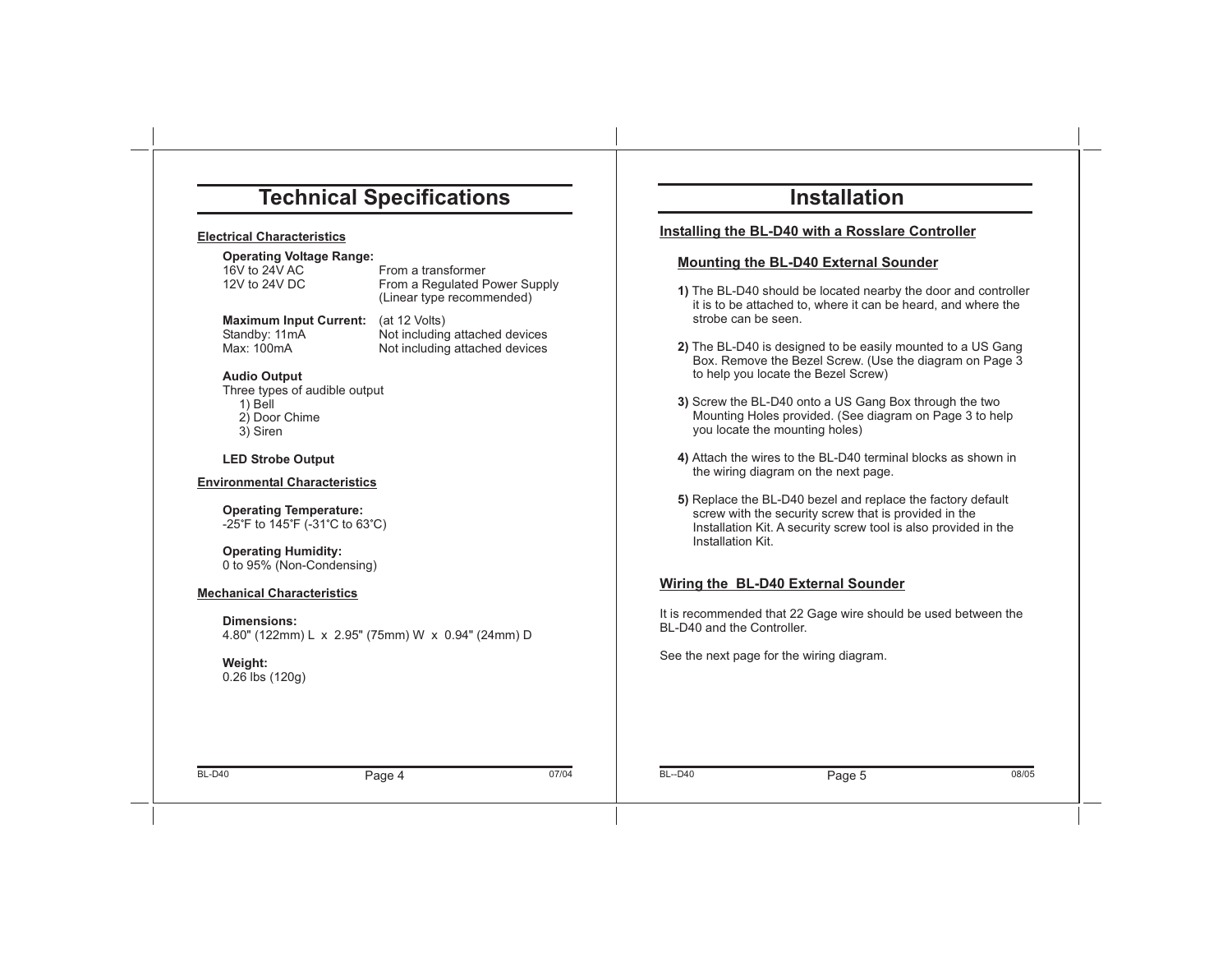# Technical Specifications

### Electrical Characteristics

**Operating Voltage Range:**

| | |
|---|---|
| 16V to 24V AC | From a transformer |
| 12V to 24V DC | From a Regulated Power Supply (Linear type recommended) |

| | |
|---|---|
| **Maximum Input Current:** | (at 12 Volts) |
| Standby: 11mA | Not including attached devices |
| Max: 100mA | Not including attached devices |

**Audio Output**

Three types of audible output

1) Bell
2) Door Chime
3) Siren

**LED Strobe Output**

### Environmental Characteristics

**Operating Temperature:**
-25˚F to 145˚F (-31˚C to 63˚C)

**Operating Humidity:**
0 to 95% (Non-Condensing)

### Mechanical Characteristics

**Dimensions:**
4.80" (122mm) L x 2.95" (75mm) W x 0.94" (24mm) D

**Weight:**
0.26 lbs (120g)

# Installation

## Installing the BL-D40 with a Rosslare Controller

### Mounting the BL-D40 External Sounder

**1)** The BL-D40 should be located nearby the door and controller it is to be attached to, where it can be heard, and where the strobe can be seen.

**2)** The BL-D40 is designed to be easily mounted to a US Gang Box. Remove the Bezel Screw. (Use the diagram on Page 3 to help you locate the Bezel Screw)

**3)** Screw the BL-D40 onto a US Gang Box through the two Mounting Holes provided. (See diagram on Page 3 to help you locate the mounting holes)

**4)** Attach the wires to the BL-D40 terminal blocks as shown in the wiring diagram on the next page.

**5)** Replace the BL-D40 bezel and replace the factory default screw with the security screw that is provided in the Installation Kit. A security screw tool is also provided in the Installation Kit.

## Wiring the BL-D40 External Sounder

It is recommended that 22 Gage wire should be used between the BL-D40 and the Controller.

See the next page for the wiring diagram.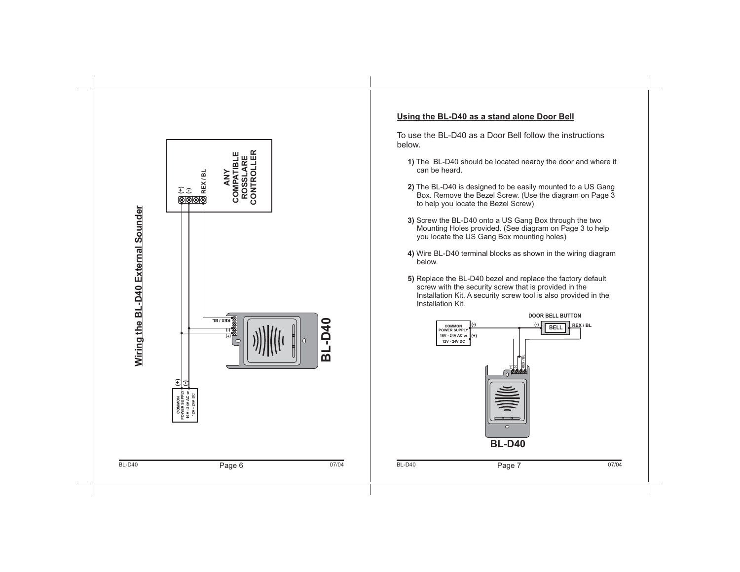## Wiring the BL-D40 External Sounder

ANY COMPATIBLE ROSSLARE CONTROLLER

(+)
(-)
REX / BL

COMMON POWER SUPPLY 16V - 24V AC or 12V - 24V DC

(+)
(-)

REX / BL
(-)
(+)

BL-D40

## Using the BL-D40 as a stand alone Door Bell

To use the BL-D40 as a Door Bell follow the instructions below.

**1)** The BL-D40 should be located nearby the door and where it can be heard.

**2)** The BL-D40 is designed to be easily mounted to a US Gang Box. Remove the Bezel Screw. (Use the diagram on Page 3 to help you locate the Bezel Screw)

**3)** Screw the BL-D40 onto a US Gang Box through the two Mounting Holes provided. (See diagram on Page 3 to help you locate the US Gang Box mounting holes)

**4)** Wire BL-D40 terminal blocks as shown in the wiring diagram below.

**5)** Replace the BL-D40 bezel and replace the factory default screw with the security screw that is provided in the Installation Kit. A security screw tool is also provided in the Installation Kit.

DOOR BELL BUTTON

COMMON POWER SUPPLY 16V - 24V AC or 12V - 24V DC

(-)
(+)

(-) BELL REX / BL

(+) (-) REX / BL

BL-D40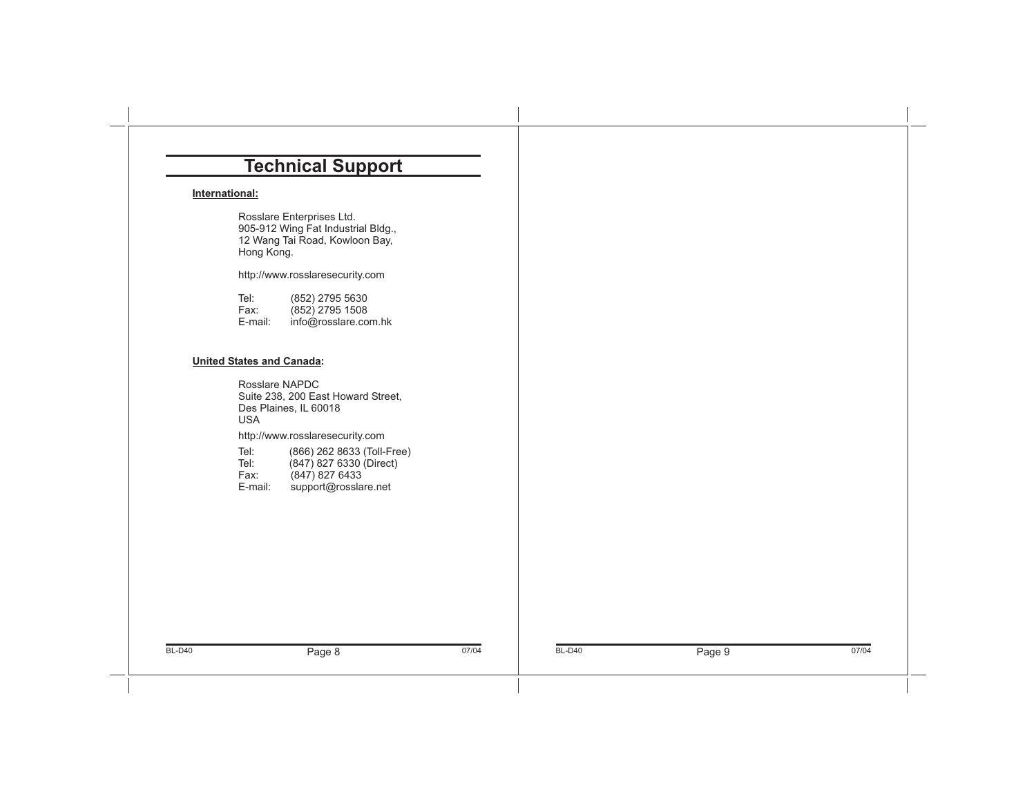# Technical Support

**International:**

Rosslare Enterprises Ltd.
905-912 Wing Fat Industrial Bldg.,
12 Wang Tai Road, Kowloon Bay,
Hong Kong.

http://www.rosslaresecurity.com

Tel: (852) 2795 5630
Fax: (852) 2795 1508
E-mail: info@rosslare.com.hk

**United States and Canada:**

Rosslare NAPDC
Suite 238, 200 East Howard Street,
Des Plaines, IL 60018
USA

http://www.rosslaresecurity.com

Tel: (866) 262 8633 (Toll-Free)
Tel: (847) 827 6330 (Direct)
Fax: (847) 827 6433
E-mail: support@rosslare.net